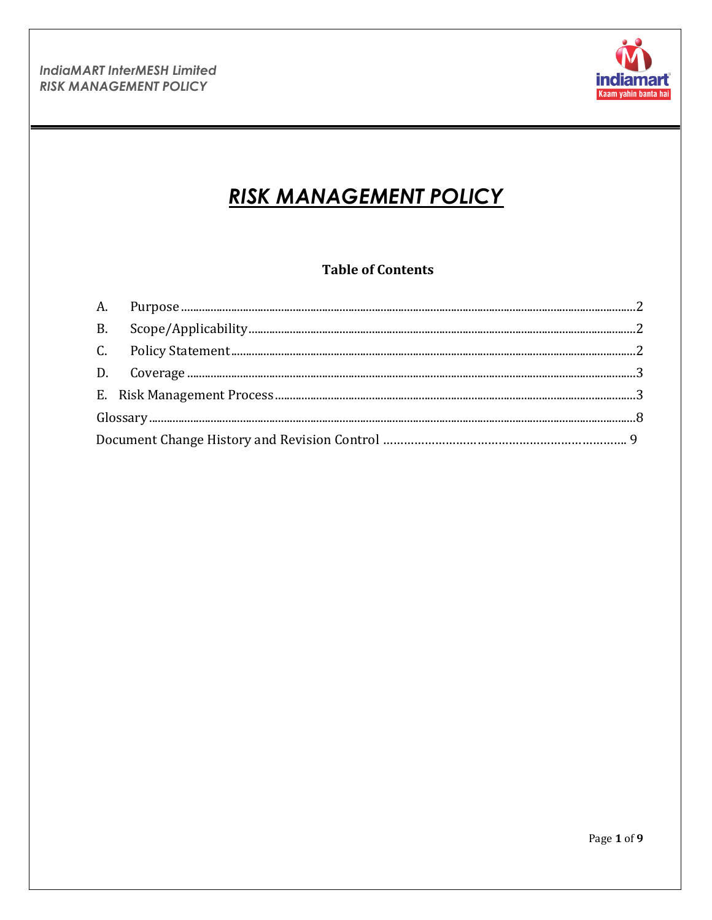# *RISK MANAGEMENT POLICY*

## Table of Contents

A. Purpose ........................................................................................................2

B. Scope/Applicability ........................................................................................2

C. Policy Statement ...........................................................................................2

D. Coverage .......................................................................................................3

E. Risk Management Process ............................................................................3

Glossary ............................................................................................................8

Document Change History and Revision Control ............................................. 9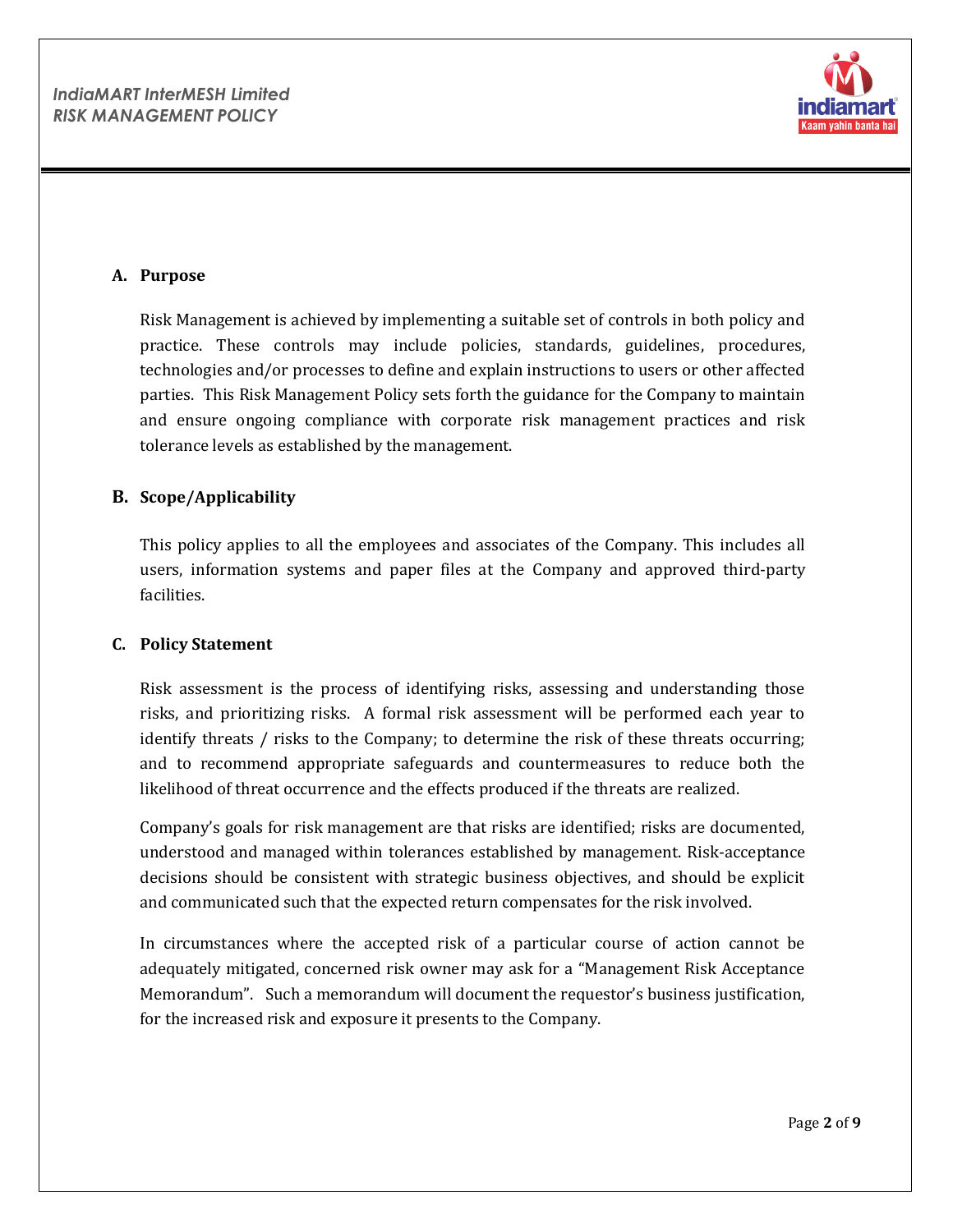## A. Purpose

Risk Management is achieved by implementing a suitable set of controls in both policy and practice. These controls may include policies, standards, guidelines, procedures, technologies and/or processes to define and explain instructions to users or other affected parties. This Risk Management Policy sets forth the guidance for the Company to maintain and ensure ongoing compliance with corporate risk management practices and risk tolerance levels as established by the management.

## B. Scope/Applicability

This policy applies to all the employees and associates of the Company. This includes all users, information systems and paper files at the Company and approved third-party facilities.

## C. Policy Statement

Risk assessment is the process of identifying risks, assessing and understanding those risks, and prioritizing risks. A formal risk assessment will be performed each year to identify threats / risks to the Company; to determine the risk of these threats occurring; and to recommend appropriate safeguards and countermeasures to reduce both the likelihood of threat occurrence and the effects produced if the threats are realized.

Company's goals for risk management are that risks are identified; risks are documented, understood and managed within tolerances established by management. Risk-acceptance decisions should be consistent with strategic business objectives, and should be explicit and communicated such that the expected return compensates for the risk involved.

In circumstances where the accepted risk of a particular course of action cannot be adequately mitigated, concerned risk owner may ask for a "Management Risk Acceptance Memorandum". Such a memorandum will document the requestor's business justification, for the increased risk and exposure it presents to the Company.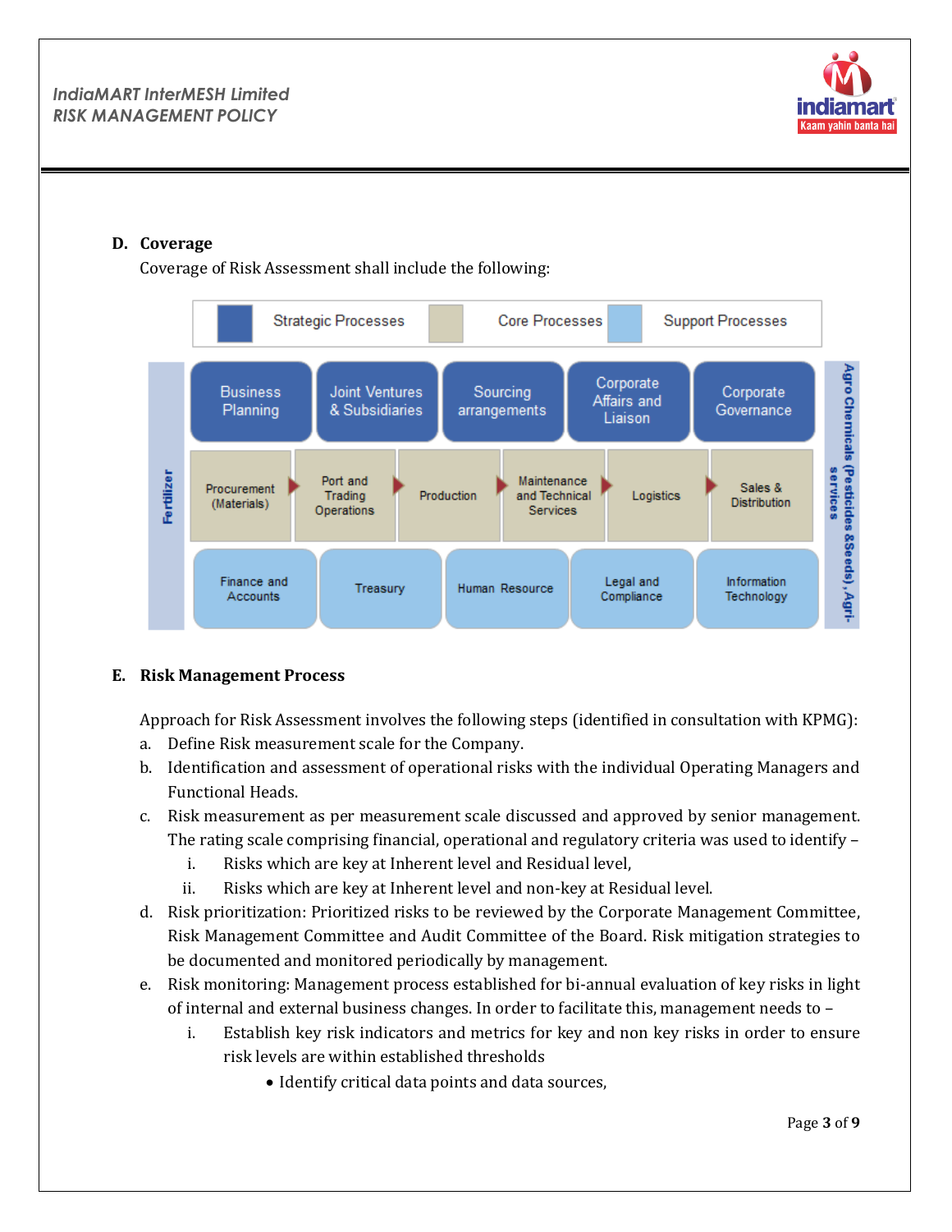### D. Coverage

Coverage of Risk Assessment shall include the following:

| Strategic Processes | Core Processes | Support Processes |
|---|---|---|

Fertilizer

| Business Planning | Joint Ventures & Subsidiaries | Sourcing arrangements | Corporate Affairs and Liaison | Corporate Governance | |
|---|---|---|---|---|---|
| Procurement (Materials) | Port and Trading Operations | Production | Maintenance and Technical Services | Logistics | Sales & Distribution |
| Finance and Accounts | Treasury | Human Resource | Legal and Compliance | Information Technology | |

Agro Chemicals (Pesticides &Seeds), Agri-services

### E. Risk Management Process

Approach for Risk Assessment involves the following steps (identified in consultation with KPMG):

a. Define Risk measurement scale for the Company.

b. Identification and assessment of operational risks with the individual Operating Managers and Functional Heads.

c. Risk measurement as per measurement scale discussed and approved by senior management. The rating scale comprising financial, operational and regulatory criteria was used to identify –

  i. Risks which are key at Inherent level and Residual level,

  ii. Risks which are key at Inherent level and non-key at Residual level.

d. Risk prioritization: Prioritized risks to be reviewed by the Corporate Management Committee, Risk Management Committee and Audit Committee of the Board. Risk mitigation strategies to be documented and monitored periodically by management.

e. Risk monitoring: Management process established for bi-annual evaluation of key risks in light of internal and external business changes. In order to facilitate this, management needs to –

  i. Establish key risk indicators and metrics for key and non key risks in order to ensure risk levels are within established thresholds

    - Identify critical data points and data sources,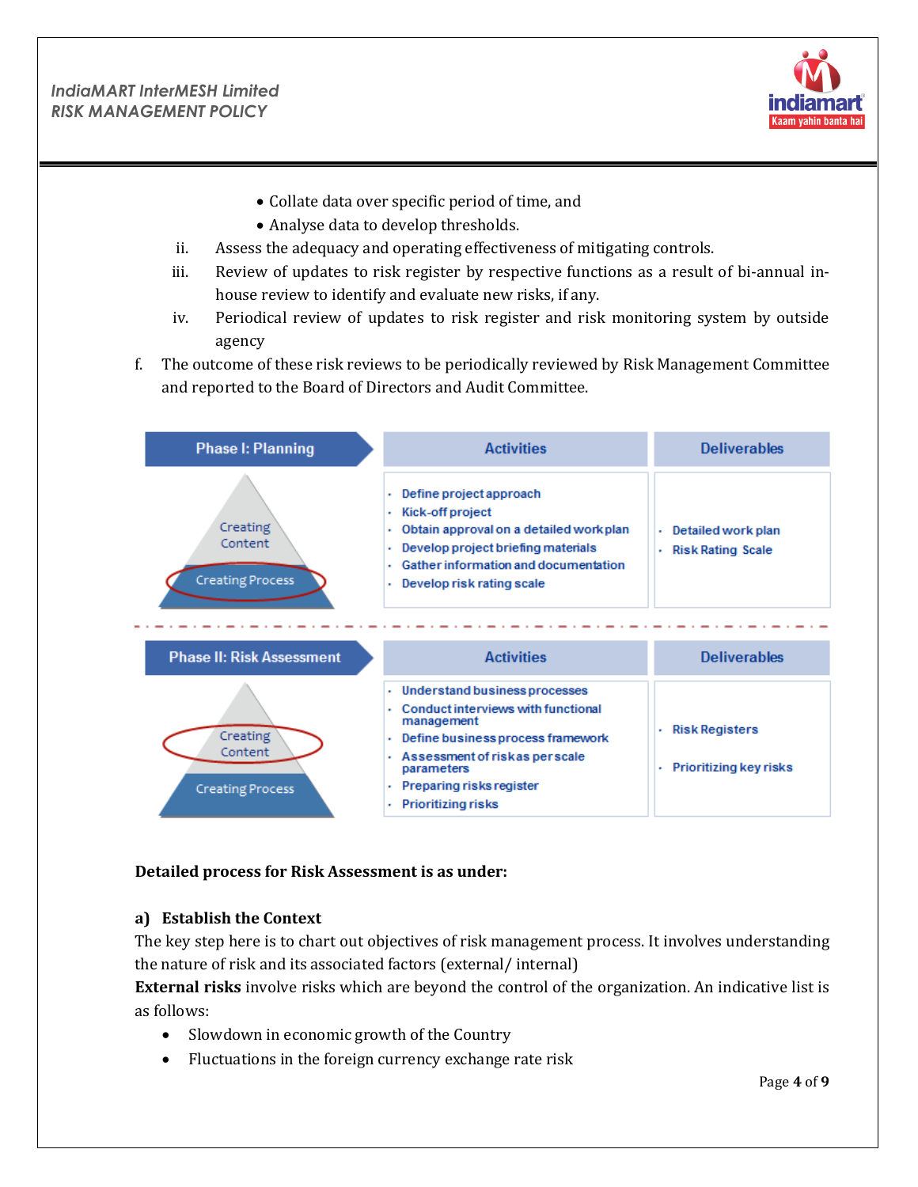- Collate data over specific period of time, and
- Analyse data to develop thresholds.

ii. Assess the adequacy and operating effectiveness of mitigating controls.

iii. Review of updates to risk register by respective functions as a result of bi-annual in-house review to identify and evaluate new risks, if any.

iv. Periodical review of updates to risk register and risk monitoring system by outside agency

f. The outcome of these risk reviews to be periodically reviewed by Risk Management Committee and reported to the Board of Directors and Audit Committee.

| Phase I: Planning | Activities | Deliverables |
|---|---|---|
| Creating Content / **Creating Process** | • Define project approach<br>• Kick-off project<br>• Obtain approval on a detailed work plan<br>• Develop project briefing materials<br>• Gather information and documentation<br>• Develop risk rating scale | • Detailed work plan<br>• Risk Rating Scale |

| Phase II: Risk Assessment | Activities | Deliverables |
|---|---|---|
| **Creating Content** / Creating Process | • Understand business processes<br>• Conduct interviews with functional management<br>• Define business process framework<br>• Assessment of risks as per scale parameters<br>• Preparing risks register<br>• Prioritizing risks | • Risk Registers<br>• Prioritizing key risks |

**Detailed process for Risk Assessment is as under:**

**a) Establish the Context**

The key step here is to chart out objectives of risk management process. It involves understanding the nature of risk and its associated factors (external/ internal)

**External risks** involve risks which are beyond the control of the organization. An indicative list is as follows:

- Slowdown in economic growth of the Country
- Fluctuations in the foreign currency exchange rate risk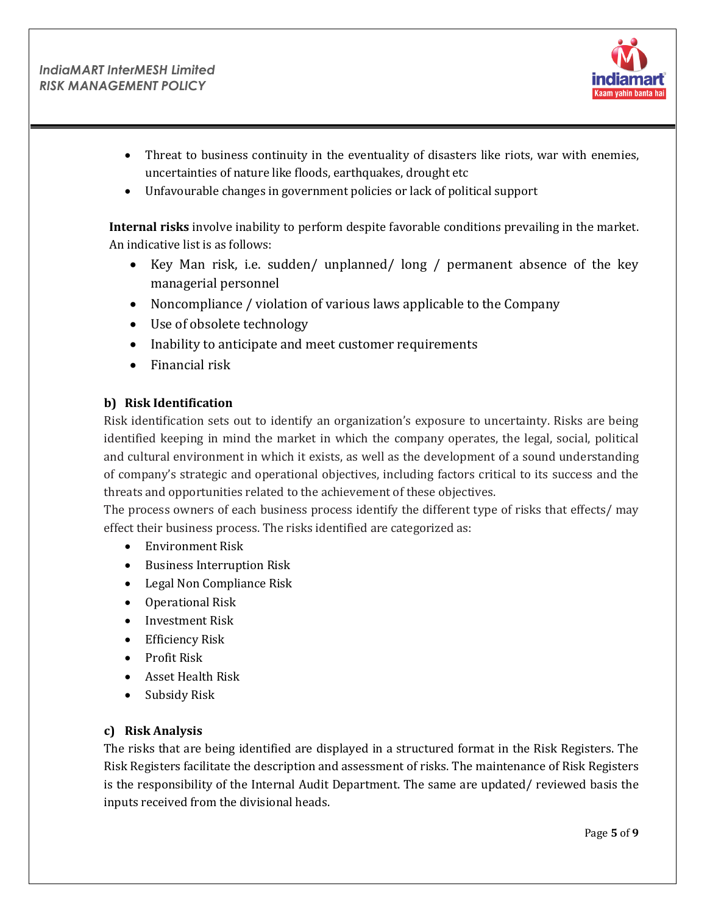- Threat to business continuity in the eventuality of disasters like riots, war with enemies, uncertainties of nature like floods, earthquakes, drought etc
- Unfavourable changes in government policies or lack of political support

**Internal risks** involve inability to perform despite favorable conditions prevailing in the market. An indicative list is as follows:

- Key Man risk, i.e. sudden/ unplanned/ long / permanent absence of the key managerial personnel
- Noncompliance / violation of various laws applicable to the Company
- Use of obsolete technology
- Inability to anticipate and meet customer requirements
- Financial risk

**b) Risk Identification**

Risk identification sets out to identify an organization's exposure to uncertainty. Risks are being identified keeping in mind the market in which the company operates, the legal, social, political and cultural environment in which it exists, as well as the development of a sound understanding of company's strategic and operational objectives, including factors critical to its success and the threats and opportunities related to the achievement of these objectives.

The process owners of each business process identify the different type of risks that effects/ may effect their business process. The risks identified are categorized as:

- Environment Risk
- Business Interruption Risk
- Legal Non Compliance Risk
- Operational Risk
- Investment Risk
- Efficiency Risk
- Profit Risk
- Asset Health Risk
- Subsidy Risk

**c) Risk Analysis**

The risks that are being identified are displayed in a structured format in the Risk Registers. The Risk Registers facilitate the description and assessment of risks. The maintenance of Risk Registers is the responsibility of the Internal Audit Department. The same are updated/ reviewed basis the inputs received from the divisional heads.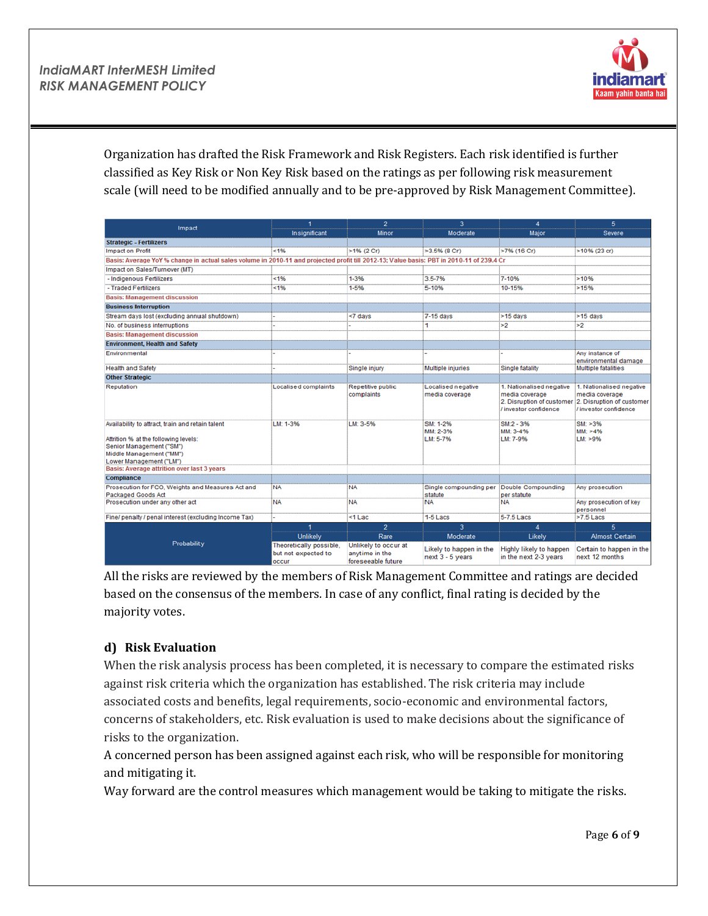Organization has drafted the Risk Framework and Risk Registers. Each risk identified is further classified as Key Risk or Non Key Risk based on the ratings as per following risk measurement scale (will need to be modified annually and to be pre-approved by Risk Management Committee).

| Impact | 1<br>Insignificant | 2<br>Minor | 3<br>Moderate | 4<br>Major | 5<br>Severe |
|---|---|---|---|---|---|
| **Strategic - Fertilizers** | | | | | |
| Impact on Profit | <1% | >1% (2 Cr) | >3.5% (8 Cr) | >7% (16 Cr) | >10% (23 cr) |
| Basis: Average YoY % change in actual sales volume in 2010-11 and projected profit till 2012-13; Value basis: PBT in 2010-11 of 239.4 Cr | | | | | |
| Impact on Sales/Turnover (MT) | | | | | |
| - Indigenous Fertilizers | <1% | 1-3% | 3.5-7% | 7-10% | >10% |
| - Traded Fertilizers | <1% | 1-5% | 5-10% | 10-15% | >15% |
| Basis: Management discussion | | | | | |
| **Business Interruption** | | | | | |
| Stream days lost (excluding annual shutdown) | - | <7 days | 7-15 days | >15 days | >15 days |
| No. of business interruptions | - | - | 1 | >2 | >2 |
| Basis: Management discussion | | | | | |
| **Environment, Health and Safety** | | | | | |
| Environmental | - | - | - | - | Any instance of environmental damage |
| Health and Safety | - | Single injury | Multiple injuries | Single fatality | Multiple fatalities |
| **Other Strategic** | | | | | |
| Reputation | Localised complaints | Repetitive public complaints | Localised negative media coverage | 1. Nationalised negative media coverage<br>2. Disruption of customer / investor confidence | 1. Nationalised negative media coverage<br>2. Disruption of customer / investor confidence |
| Availability to attract, train and retain talent<br><br>Attrition % at the following levels:<br>Senior Management ("SM")<br>Middle Management ("MM")<br>Lower Management ("LM") | LM: 1-3% | LM: 3-5% | SM: 1-2%<br>MM: 2-3%<br>LM: 5-7% | SM:2 - 3%<br>MM: 3-4%<br>LM: 7-9% | SM: >3%<br>MM: >4%<br>LM: >9% |
| Basis: Average attrition over last 3 years | | | | | |
| **Compliance** | | | | | |
| Prosecution for FCO, Weights and Measures Act and Packaged Goods Act | NA | NA | Single compounding per statute | Double Compounding per statute | Any prosecution |
| Prosecution under any other act | NA | NA | NA | NA | Any prosecution of key personnel |
| Fine/ penalty / penal interest (excluding Income Tax) | - | <1 Lac | 1-5 Lacs | 5-7.5 Lacs | >7.5 Lacs |
| **Probability** | 1<br>Unlikely | 2<br>Rare | 3<br>Moderate | 4<br>Likely | 5<br>Almost Certain |
| | Theoretically possible, but not expected to occur | Unlikely to occur at anytime in the foreseeable future | Likely to happen in the next 3 - 5 years | Highly likely to happen in the next 2-3 years | Certain to happen in the next 12 months |

All the risks are reviewed by the members of Risk Management Committee and ratings are decided based on the consensus of the members. In case of any conflict, final rating is decided by the majority votes.

### d) Risk Evaluation

When the risk analysis process has been completed, it is necessary to compare the estimated risks against risk criteria which the organization has established. The risk criteria may include associated costs and benefits, legal requirements, socio-economic and environmental factors, concerns of stakeholders, etc. Risk evaluation is used to make decisions about the significance of risks to the organization.

A concerned person has been assigned against each risk, who will be responsible for monitoring and mitigating it.

Way forward are the control measures which management would be taking to mitigate the risks.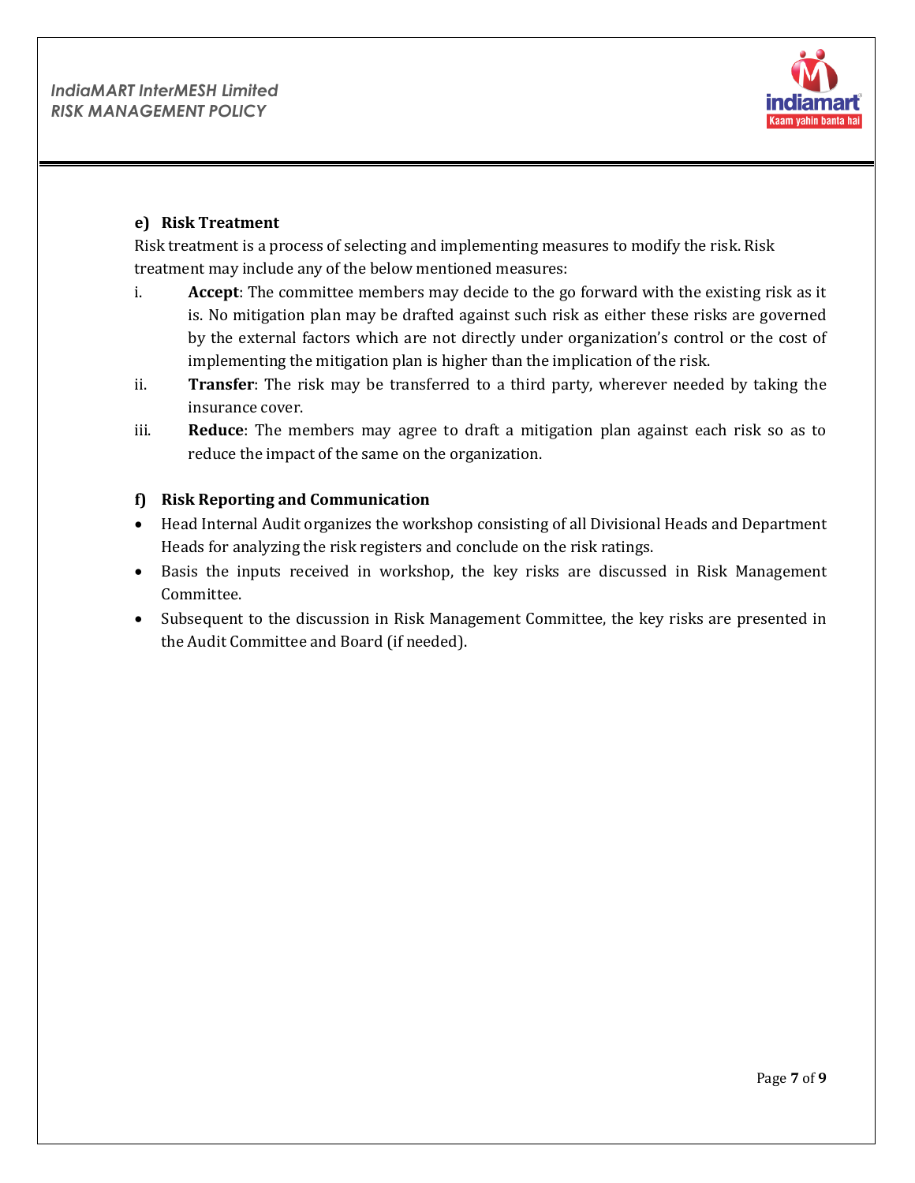#### e) Risk Treatment

Risk treatment is a process of selecting and implementing measures to modify the risk. Risk treatment may include any of the below mentioned measures:

i. **Accept**: The committee members may decide to the go forward with the existing risk as it is. No mitigation plan may be drafted against such risk as either these risks are governed by the external factors which are not directly under organization's control or the cost of implementing the mitigation plan is higher than the implication of the risk.

ii. **Transfer**: The risk may be transferred to a third party, wherever needed by taking the insurance cover.

iii. **Reduce**: The members may agree to draft a mitigation plan against each risk so as to reduce the impact of the same on the organization.

#### f) Risk Reporting and Communication

- Head Internal Audit organizes the workshop consisting of all Divisional Heads and Department Heads for analyzing the risk registers and conclude on the risk ratings.
- Basis the inputs received in workshop, the key risks are discussed in Risk Management Committee.
- Subsequent to the discussion in Risk Management Committee, the key risks are presented in the Audit Committee and Board (if needed).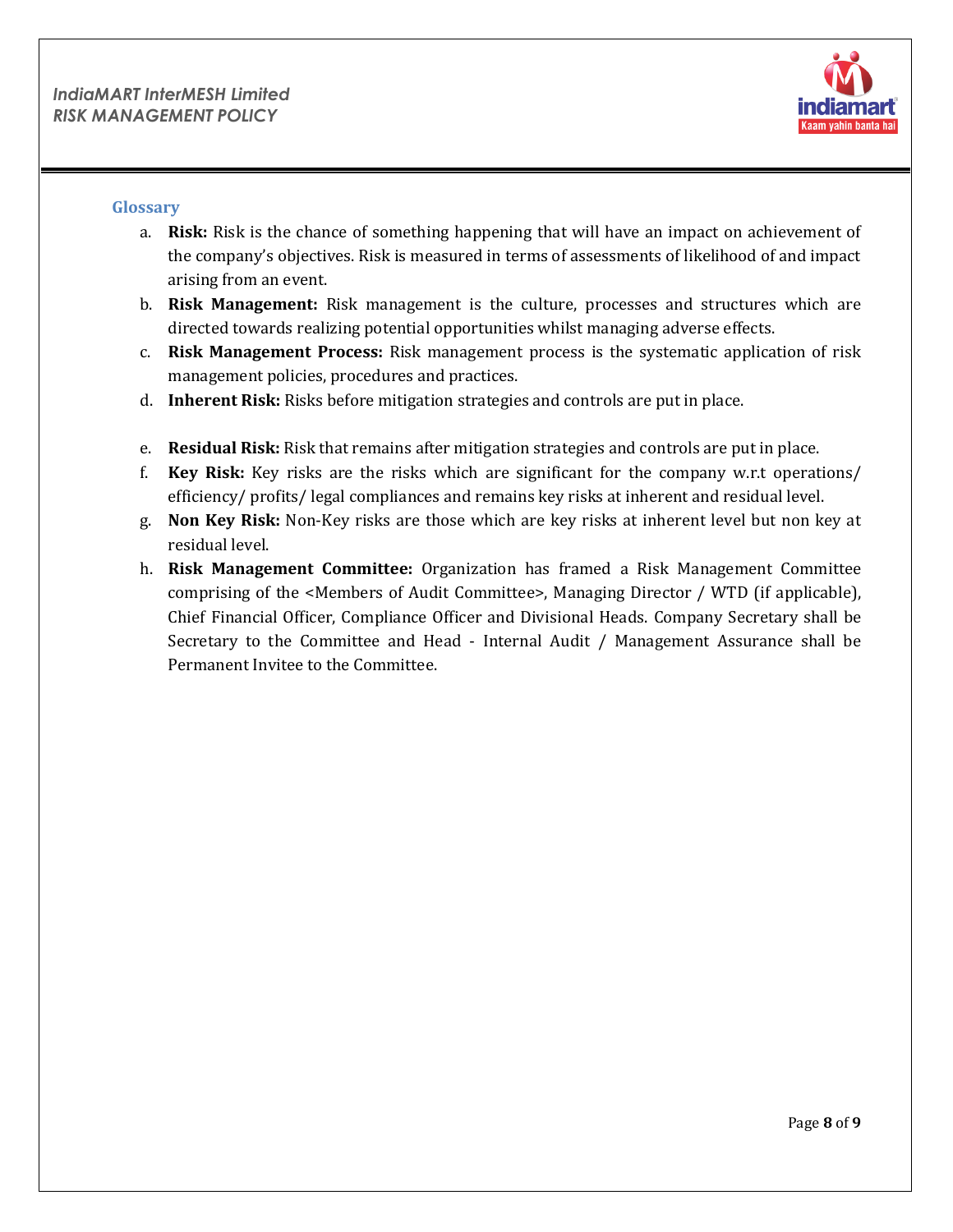## Glossary

a. **Risk:** Risk is the chance of something happening that will have an impact on achievement of the company's objectives. Risk is measured in terms of assessments of likelihood of and impact arising from an event.

b. **Risk Management:** Risk management is the culture, processes and structures which are directed towards realizing potential opportunities whilst managing adverse effects.

c. **Risk Management Process:** Risk management process is the systematic application of risk management policies, procedures and practices.

d. **Inherent Risk:** Risks before mitigation strategies and controls are put in place.

e. **Residual Risk:** Risk that remains after mitigation strategies and controls are put in place.

f. **Key Risk:** Key risks are the risks which are significant for the company w.r.t operations/ efficiency/ profits/ legal compliances and remains key risks at inherent and residual level.

g. **Non Key Risk:** Non-Key risks are those which are key risks at inherent level but non key at residual level.

h. **Risk Management Committee:** Organization has framed a Risk Management Committee comprising of the <Members of Audit Committee>, Managing Director / WTD (if applicable), Chief Financial Officer, Compliance Officer and Divisional Heads. Company Secretary shall be Secretary to the Committee and Head - Internal Audit / Management Assurance shall be Permanent Invitee to the Committee.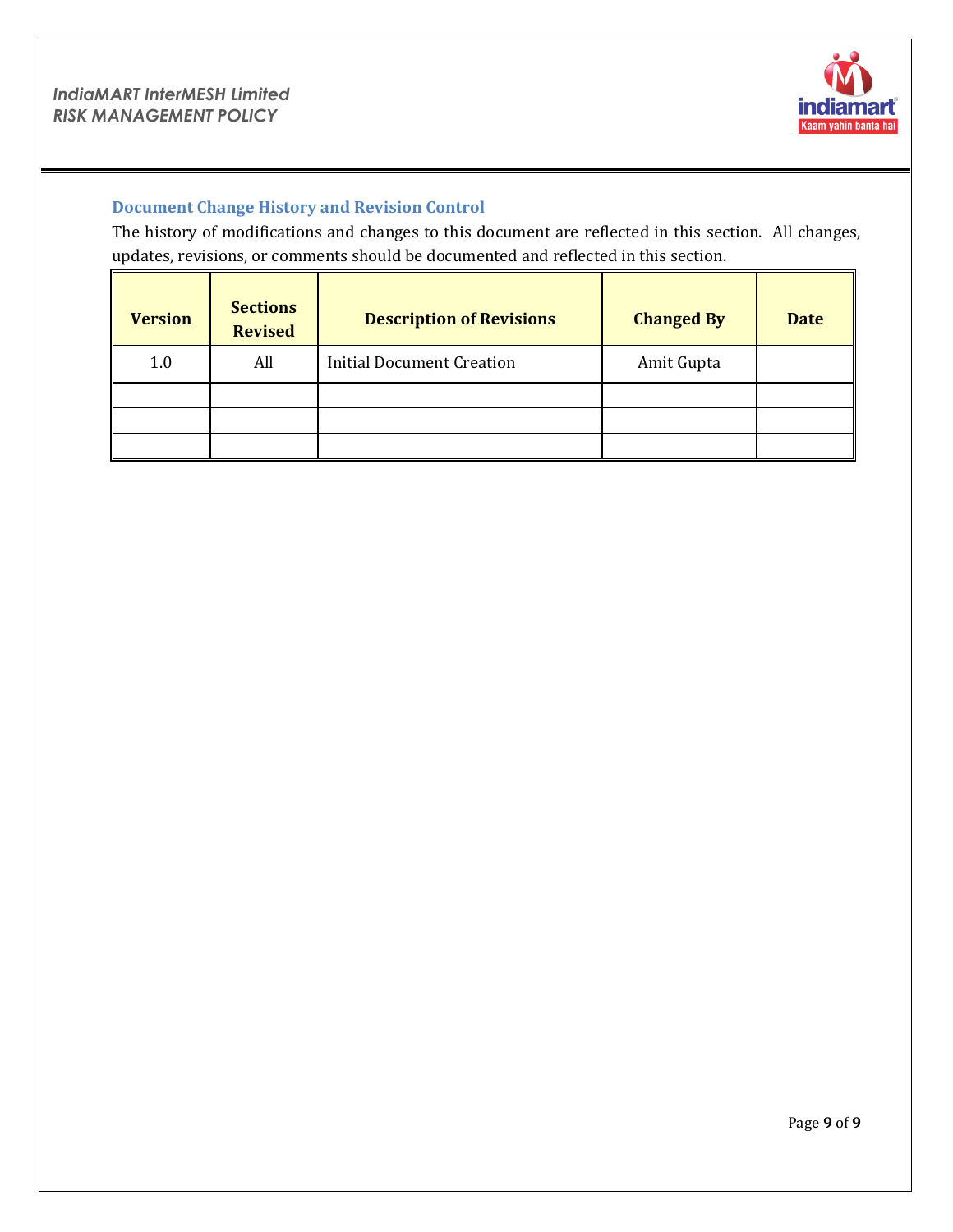## Document Change History and Revision Control

The history of modifications and changes to this document are reflected in this section. All changes, updates, revisions, or comments should be documented and reflected in this section.

| Version | Sections Revised | Description of Revisions | Changed By | Date |
|---|---|---|---|---|
| 1.0 | All | Initial Document Creation | Amit Gupta | |
| | | | | |
| | | | | |
| | | | | |